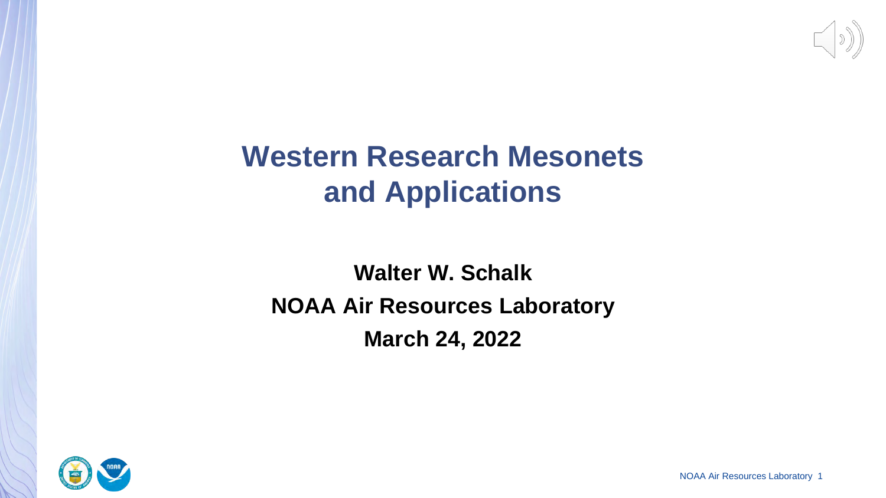# Western Research Mesonets and Applications

**Walter W. Schalk**

**NOAA Air Resources Laboratory**

**March 24, 2022**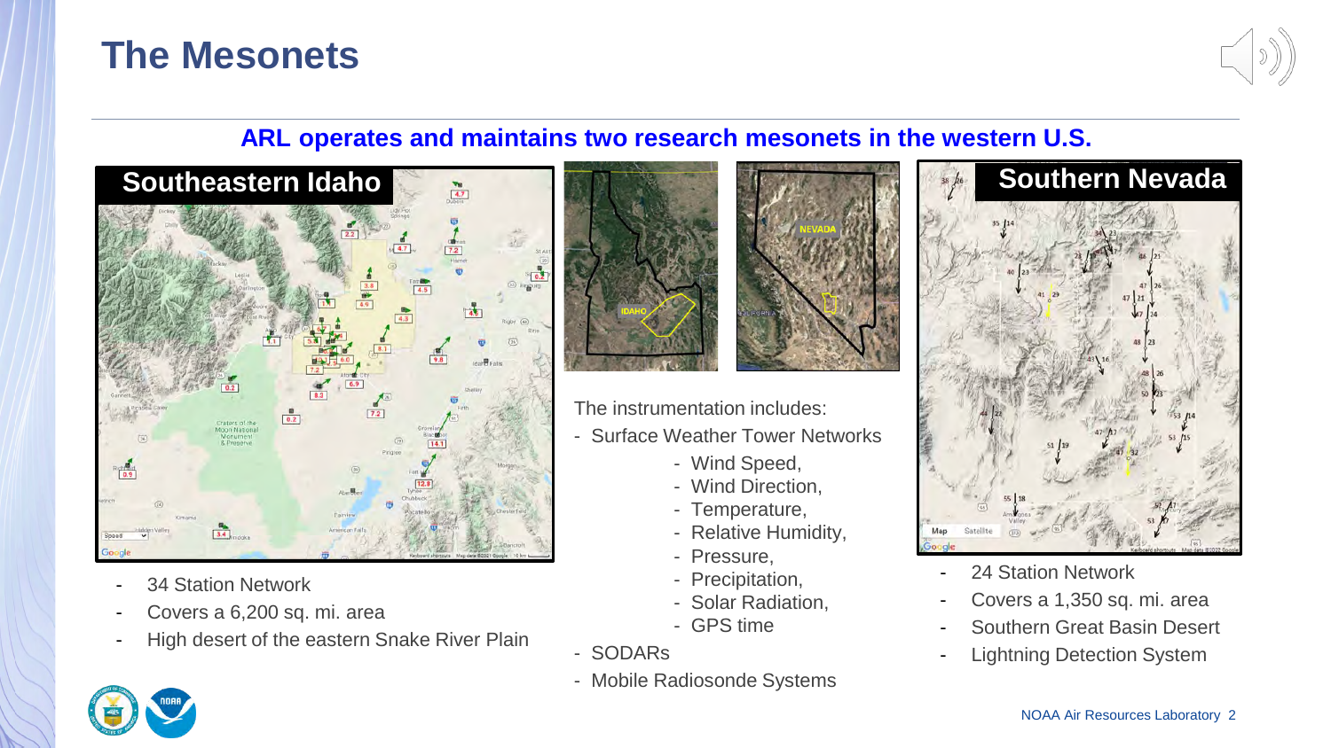# The Mesonets

**ARL operates and maintains two research mesonets in the western U.S.**

## Southeastern Idaho

- 34 Station Network
- Covers a 6,200 sq. mi. area
- High desert of the eastern Snake River Plain

The instrumentation includes:

- Surface Weather Tower Networks
  - Wind Speed,
  - Wind Direction,
  - Temperature,
  - Relative Humidity,
  - Pressure,
  - Precipitation,
  - Solar Radiation,
  - GPS time
- SODARs
- Mobile Radiosonde Systems

## Southern Nevada

- 24 Station Network
- Covers a 1,350 sq. mi. area
- Southern Great Basin Desert
- Lightning Detection System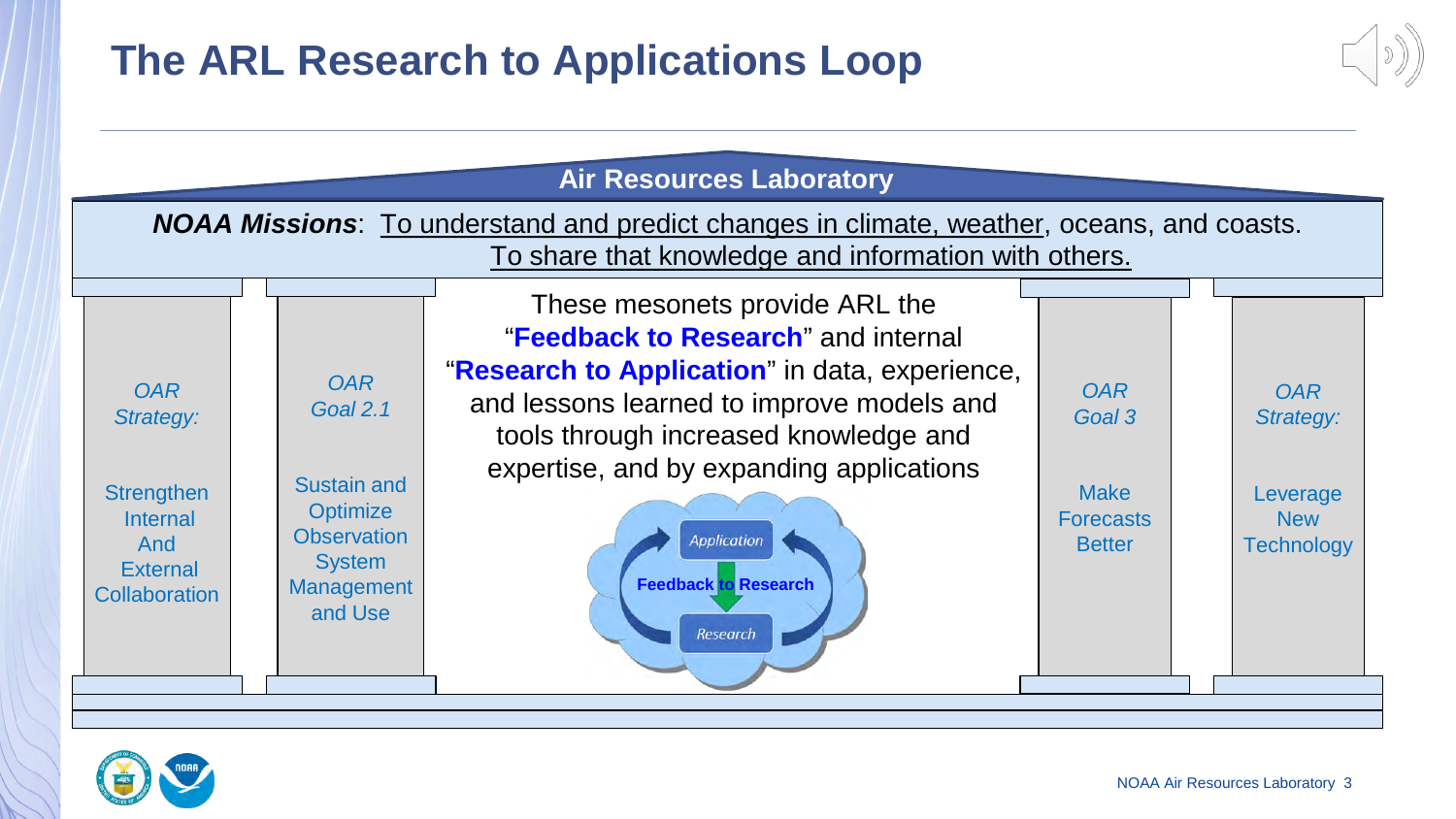# The ARL Research to Applications Loop

**Air Resources Laboratory**

***NOAA Missions***: To understand and predict changes in climate, weather, oceans, and coasts. To share that knowledge and information with others.

*OAR Strategy:*

Strengthen Internal And External Collaboration

*OAR Goal 2.1*

Sustain and Optimize Observation System Management and Use

These mesonets provide ARL the "**Feedback to Research**" and internal "**Research to Application**" in data, experience, and lessons learned to improve models and tools through increased knowledge and expertise, and by expanding applications

*Application*

**Feedback to Research**

*Research*

*OAR Goal 3*

Make Forecasts Better

*OAR Strategy:*

Leverage New Technology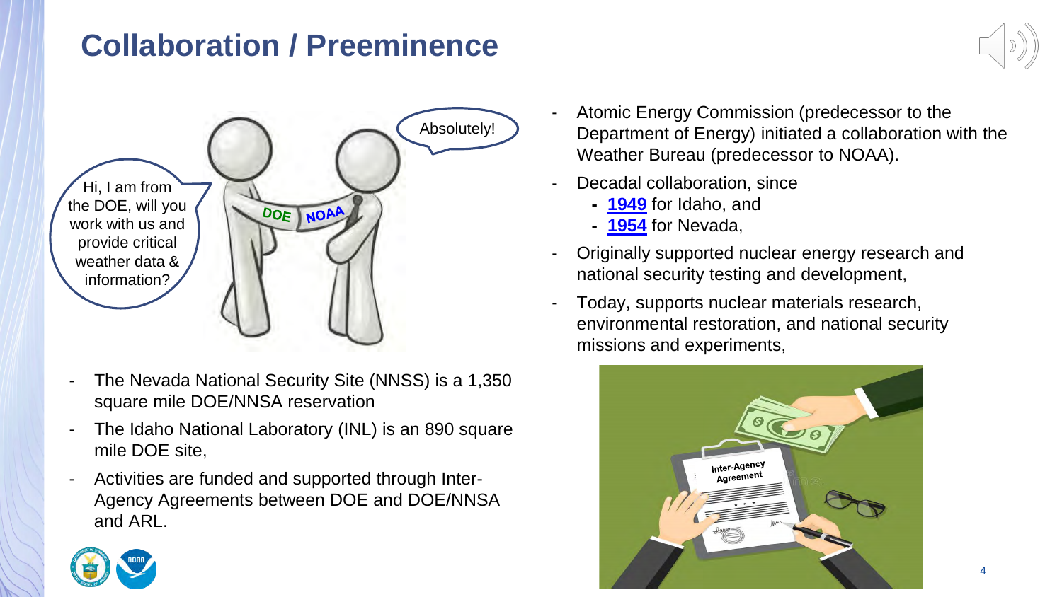# Collaboration / Preeminence

Hi, I am from the DOE, will you work with us and provide critical weather data & information?

Absolutely!

- The Nevada National Security Site (NNSS) is a 1,350 square mile DOE/NNSA reservation
- The Idaho National Laboratory (INL) is an 890 square mile DOE site,
- Activities are funded and supported through Inter-Agency Agreements between DOE and DOE/NNSA and ARL.

- Atomic Energy Commission (predecessor to the Department of Energy) initiated a collaboration with the Weather Bureau (predecessor to NOAA).
- Decadal collaboration, since
  - **1949** for Idaho, and
  - **1954** for Nevada,
- Originally supported nuclear energy research and national security testing and development,
- Today, supports nuclear materials research, environmental restoration, and national security missions and experiments,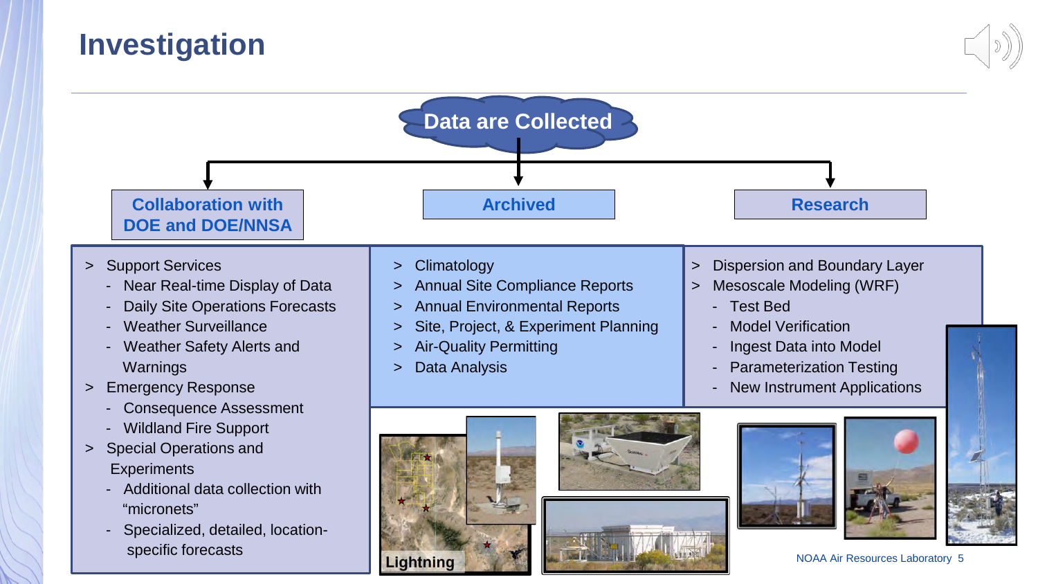# Investigation

**Data are Collected**

## Collaboration with DOE and DOE/NNSA

- Support Services
  - Near Real-time Display of Data
  - Daily Site Operations Forecasts
  - Weather Surveillance
  - Weather Safety Alerts and Warnings
- Emergency Response
  - Consequence Assessment
  - Wildland Fire Support
- Special Operations and Experiments
  - Additional data collection with "micronets"
  - Specialized, detailed, location-specific forecasts

## Archived

- Climatology
- Annual Site Compliance Reports
- Annual Environmental Reports
- Site, Project, & Experiment Planning
- Air-Quality Permitting
- Data Analysis

## Research

- Dispersion and Boundary Layer
- Mesoscale Modeling (WRF)
  - Test Bed
  - Model Verification
  - Ingest Data into Model
  - Parameterization Testing
  - New Instrument Applications

Lightning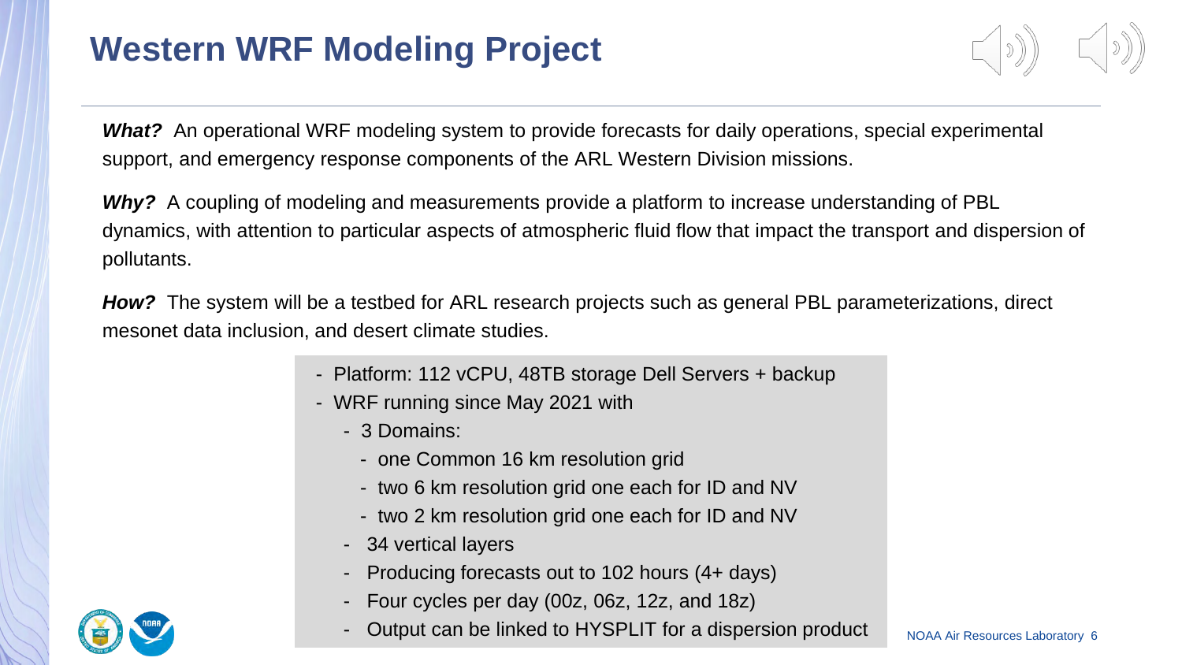# Western WRF Modeling Project

***What?*** An operational WRF modeling system to provide forecasts for daily operations, special experimental support, and emergency response components of the ARL Western Division missions.

***Why?*** A coupling of modeling and measurements provide a platform to increase understanding of PBL dynamics, with attention to particular aspects of atmospheric fluid flow that impact the transport and dispersion of pollutants.

***How?*** The system will be a testbed for ARL research projects such as general PBL parameterizations, direct mesonet data inclusion, and desert climate studies.

- Platform: 112 vCPU, 48TB storage Dell Servers + backup
- WRF running since May 2021 with
  - 3 Domains:
    - one Common 16 km resolution grid
    - two 6 km resolution grid one each for ID and NV
    - two 2 km resolution grid one each for ID and NV
  - 34 vertical layers
  - Producing forecasts out to 102 hours (4+ days)
  - Four cycles per day (00z, 06z, 12z, and 18z)
  - Output can be linked to HYSPLIT for a dispersion product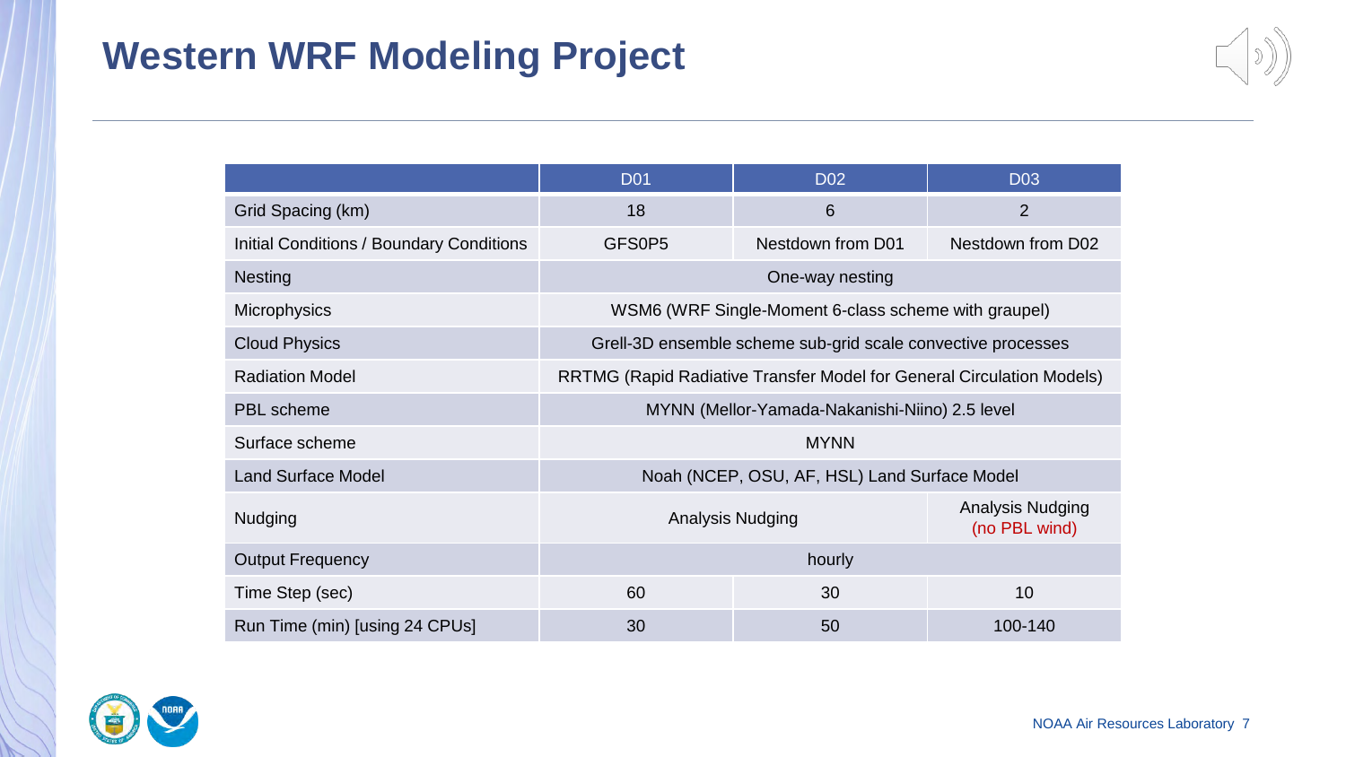# Western WRF Modeling Project

| | D01 | D02 | D03 |
|---|---|---|---|
| Grid Spacing (km) | 18 | 6 | 2 |
| Initial Conditions / Boundary Conditions | GFS0P5 | Nestdown from D01 | Nestdown from D02 |
| Nesting | One-way nesting | | |
| Microphysics | WSM6 (WRF Single-Moment 6-class scheme with graupel) | | |
| Cloud Physics | Grell-3D ensemble scheme sub-grid scale convective processes | | |
| Radiation Model | RRTMG (Rapid Radiative Transfer Model for General Circulation Models) | | |
| PBL scheme | MYNN (Mellor-Yamada-Nakanishi-Niino) 2.5 level | | |
| Surface scheme | MYNN | | |
| Land Surface Model | Noah (NCEP, OSU, AF, HSL) Land Surface Model | | |
| Nudging | Analysis Nudging | | Analysis Nudging (no PBL wind) |
| Output Frequency | hourly | | |
| Time Step (sec) | 60 | 30 | 10 |
| Run Time (min) [using 24 CPUs] | 30 | 50 | 100-140 |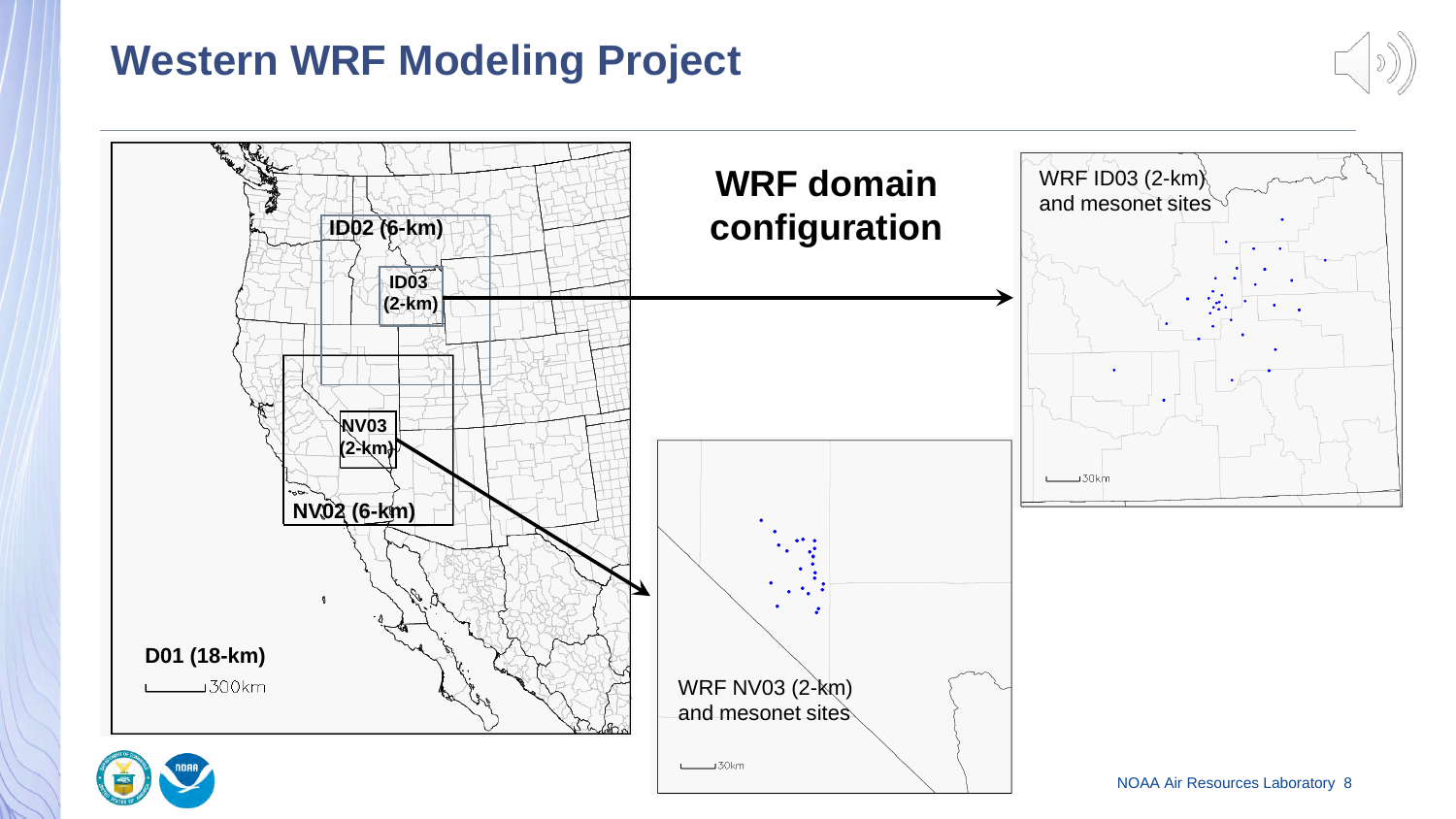# Western WRF Modeling Project

## WRF domain configuration

ID02 (6-km)

ID03 (2-km)

NV03 (2-km)

NV02 (6-km)

D01 (18-km)

300km

WRF ID03 (2-km) and mesonet sites

30km

WRF NV03 (2-km) and mesonet sites

30km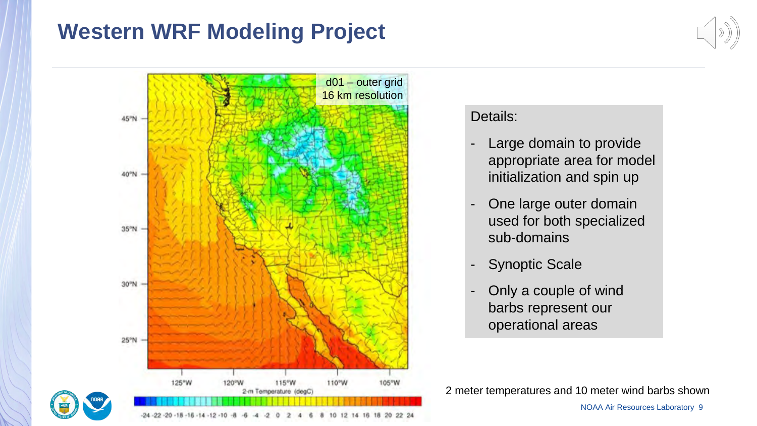# Western WRF Modeling Project

d01 – outer grid
16 km resolution

Details:

- Large domain to provide appropriate area for model initialization and spin up
- One large outer domain used for both specialized sub-domains
- Synoptic Scale
- Only a couple of wind barbs represent our operational areas

2 meter temperatures and 10 meter wind barbs shown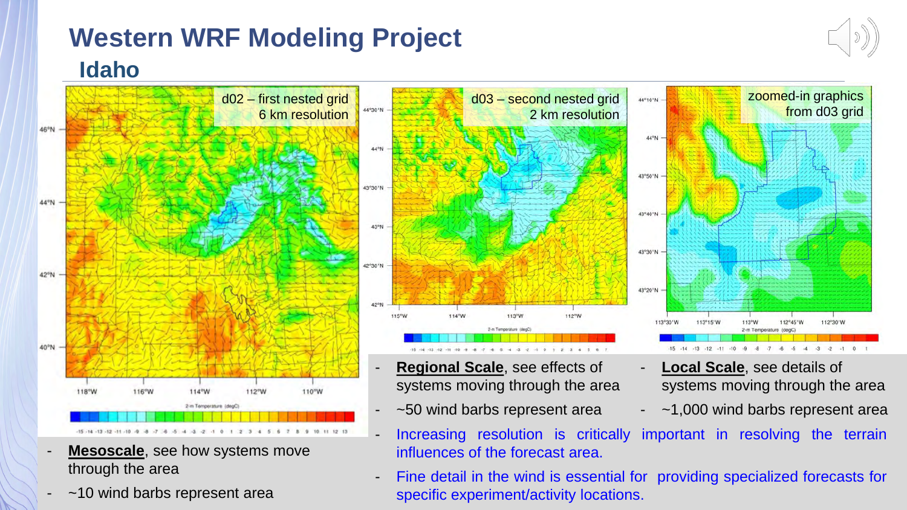# Western WRF Modeling Project

## Idaho

d02 – first nested grid
6 km resolution

d03 – second nested grid
2 km resolution

zoomed-in graphics
from d03 grid

- **Mesoscale**, see how systems move through the area
- ~10 wind barbs represent area

- **Regional Scale**, see effects of systems moving through the area
- ~50 wind barbs represent area

- **Local Scale**, see details of systems moving through the area
- ~1,000 wind barbs represent area

- Increasing resolution is critically important in resolving the terrain influences of the forecast area.
- Fine detail in the wind is essential for providing specialized forecasts for specific experiment/activity locations.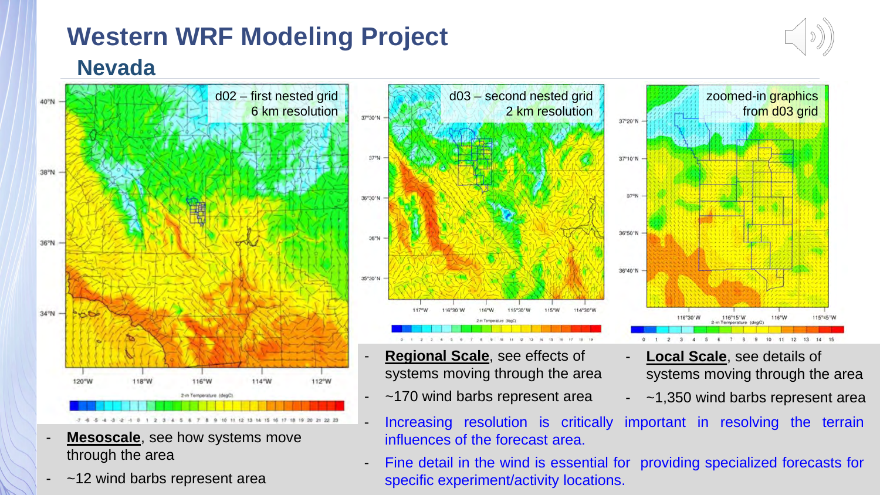# Western WRF Modeling Project

## Nevada

d02 – first nested grid
6 km resolution

d03 – second nested grid
2 km resolution

zoomed-in graphics
from d03 grid

- **Mesoscale**, see how systems move through the area
- ~12 wind barbs represent area

- **Regional Scale**, see effects of systems moving through the area
- ~170 wind barbs represent area

- **Local Scale**, see details of systems moving through the area
- ~1,350 wind barbs represent area

- Increasing resolution is critically important in resolving the terrain influences of the forecast area.
- Fine detail in the wind is essential for providing specialized forecasts for specific experiment/activity locations.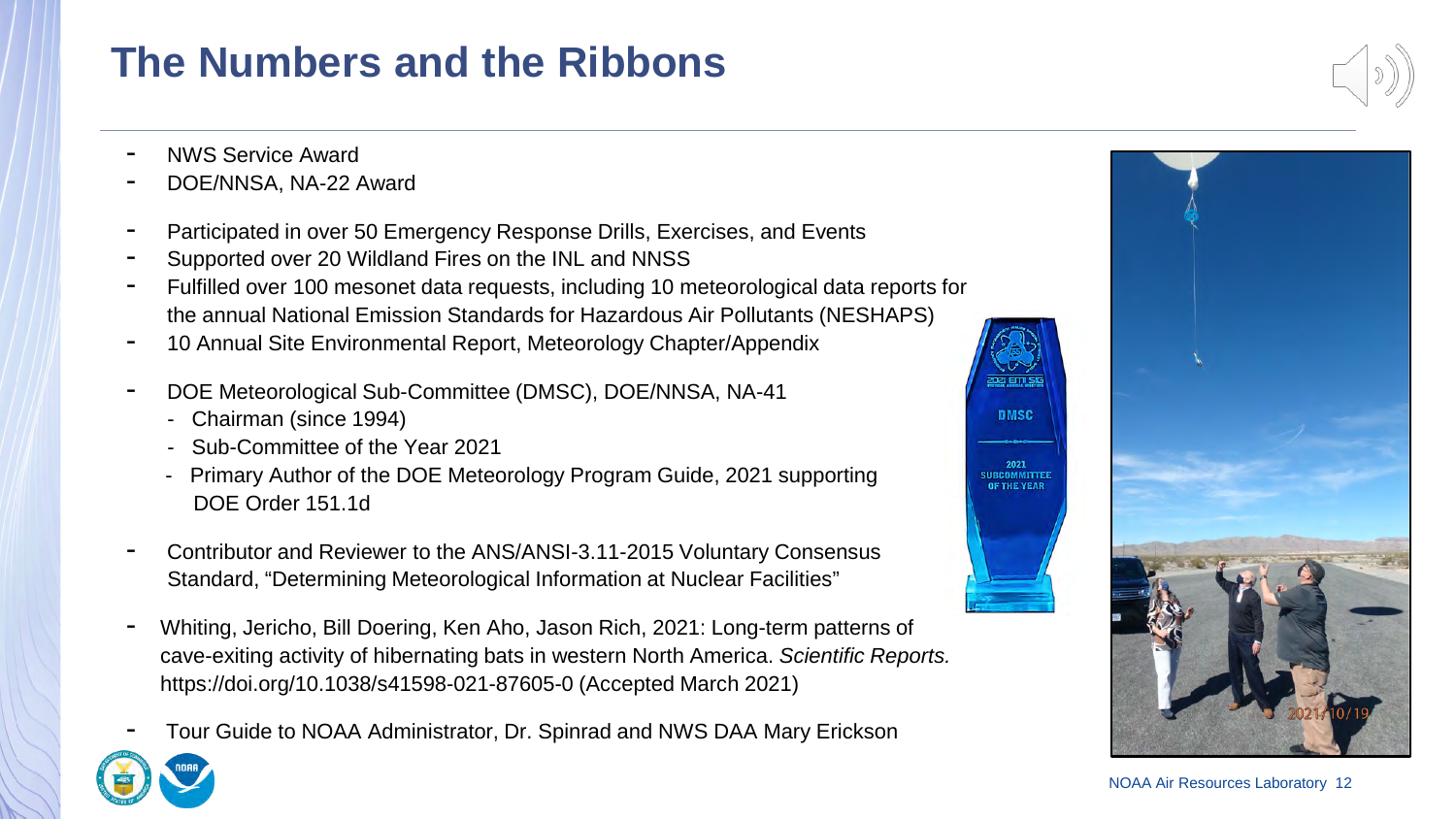# The Numbers and the Ribbons

- NWS Service Award
- DOE/NNSA, NA-22 Award

- Participated in over 50 Emergency Response Drills, Exercises, and Events
- Supported over 20 Wildland Fires on the INL and NNSS
- Fulfilled over 100 mesonet data requests, including 10 meteorological data reports for the annual National Emission Standards for Hazardous Air Pollutants (NESHAPS)
- 10 Annual Site Environmental Report, Meteorology Chapter/Appendix

- DOE Meteorological Sub-Committee (DMSC), DOE/NNSA, NA-41
  - Chairman (since 1994)
  - Sub-Committee of the Year 2021
  - Primary Author of the DOE Meteorology Program Guide, 2021 supporting DOE Order 151.1d

- Contributor and Reviewer to the ANS/ANSI-3.11-2015 Voluntary Consensus Standard, "Determining Meteorological Information at Nuclear Facilities"

- Whiting, Jericho, Bill Doering, Ken Aho, Jason Rich, 2021: Long-term patterns of cave-exiting activity of hibernating bats in western North America. *Scientific Reports.* https://doi.org/10.1038/s41598-021-87605-0 (Accepted March 2021)

- Tour Guide to NOAA Administrator, Dr. Spinrad and NWS DAA Mary Erickson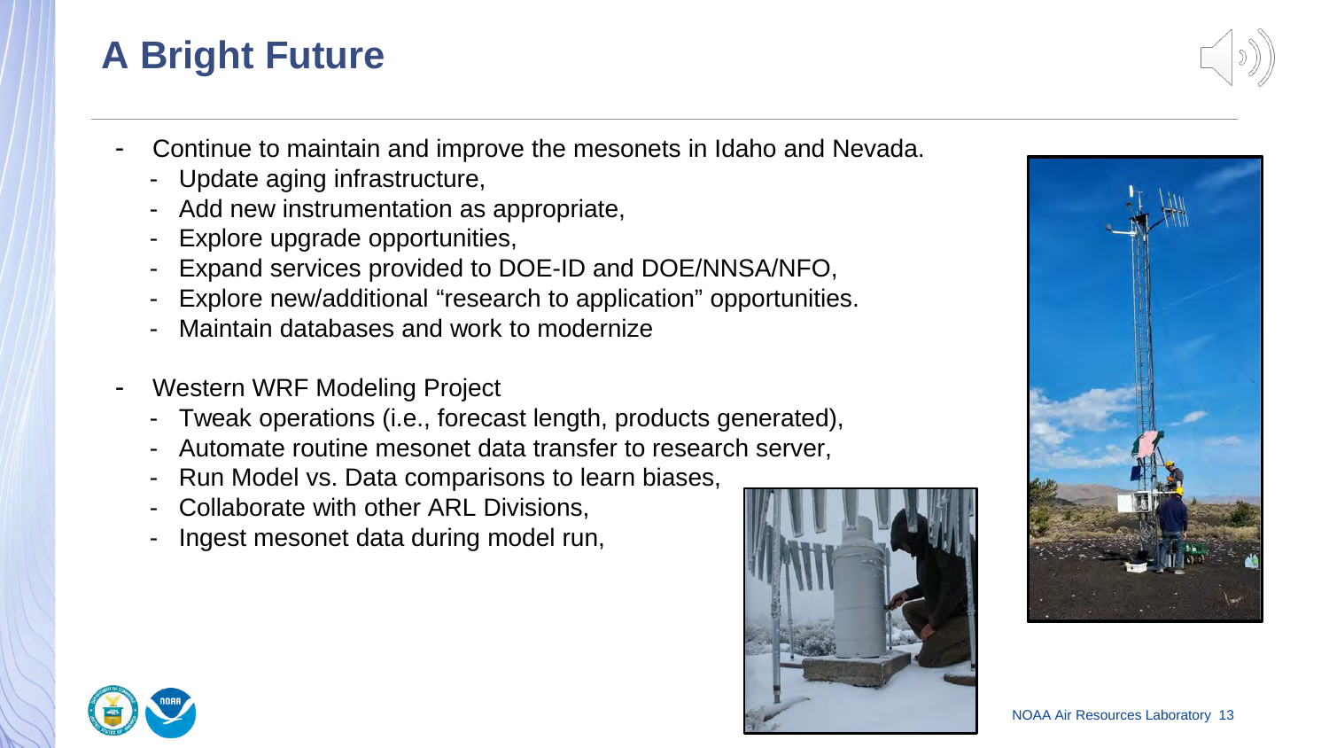# A Bright Future

- Continue to maintain and improve the mesonets in Idaho and Nevada.
  - Update aging infrastructure,
  - Add new instrumentation as appropriate,
  - Explore upgrade opportunities,
  - Expand services provided to DOE-ID and DOE/NNSA/NFO,
  - Explore new/additional "research to application" opportunities.
  - Maintain databases and work to modernize
- Western WRF Modeling Project
  - Tweak operations (i.e., forecast length, products generated),
  - Automate routine mesonet data transfer to research server,
  - Run Model vs. Data comparisons to learn biases,
  - Collaborate with other ARL Divisions,
  - Ingest mesonet data during model run,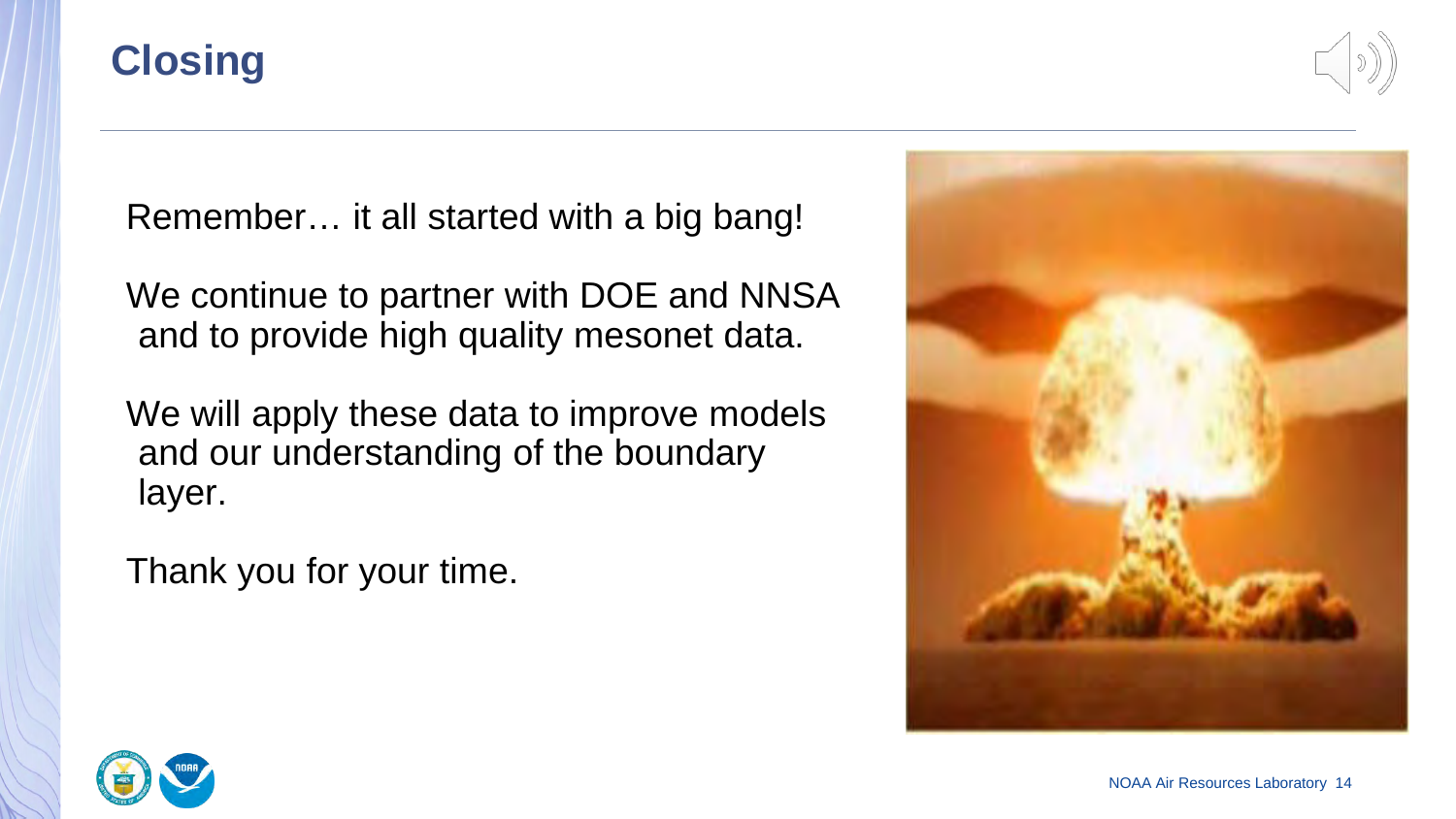# Closing

Remember… it all started with a big bang!

We continue to partner with DOE and NNSA and to provide high quality mesonet data.

We will apply these data to improve models and our understanding of the boundary layer.

Thank you for your time.